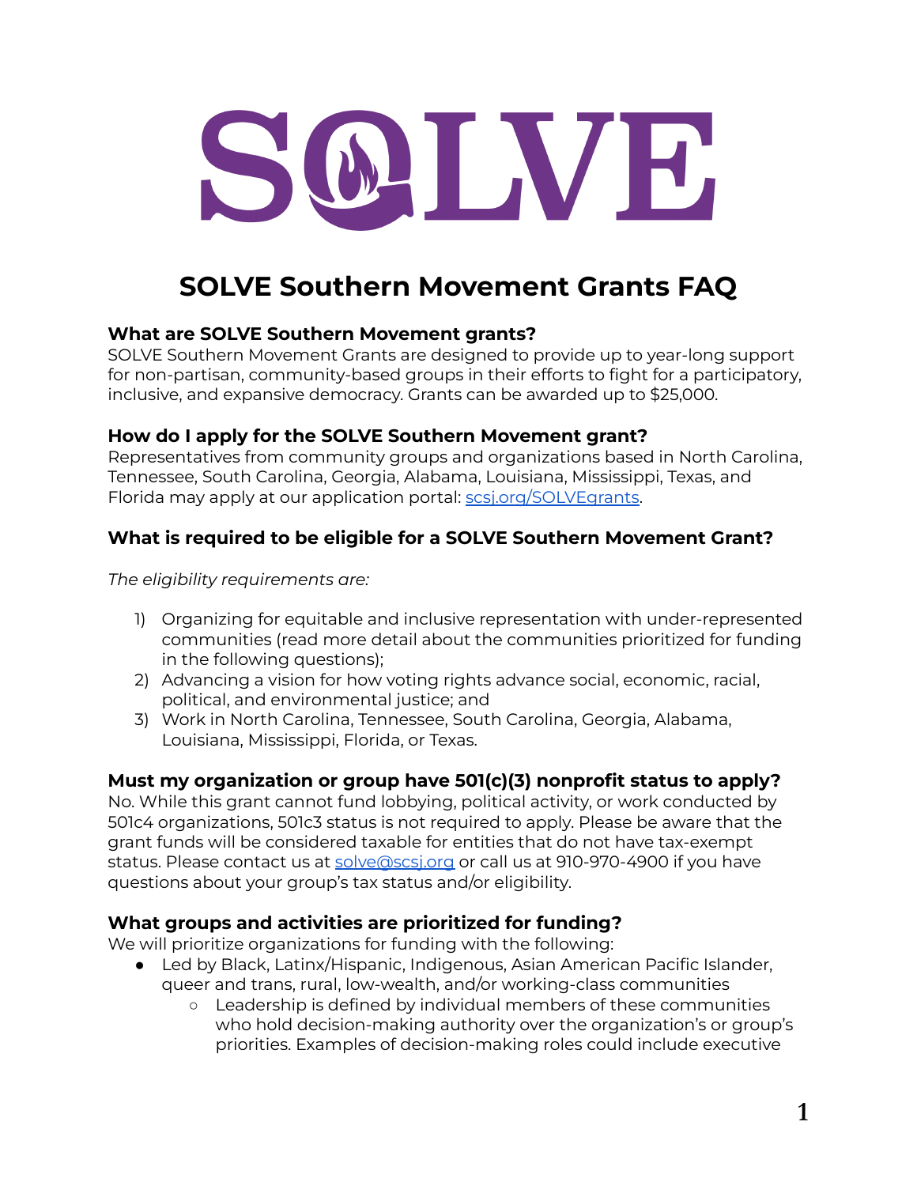# SOLVE

## SOLVE Southern Movement Grants FAQ

### What are SOLVE Southern Movement grants?

SOLVE Southern Movement Grants are designed to provide up to year-long support for non-partisan, community-based groups in their efforts to fight for a participatory, inclusive, and expansive democracy. Grants can be awarded up to $25,000.

### How do I apply for the SOLVE Southern Movement grant?

Representatives from community groups and organizations based in North Carolina, Tennessee, South Carolina, Georgia, Alabama, Louisiana, Mississippi, Texas, and Florida may apply at our application portal: [scsj.org/SOLVEgrants](scsj.org/SOLVEgrants).

### What is required to be eligible for a SOLVE Southern Movement Grant?

*The eligibility requirements are:*

1) Organizing for equitable and inclusive representation with under-represented communities (read more detail about the communities prioritized for funding in the following questions);
2) Advancing a vision for how voting rights advance social, economic, racial, political, and environmental justice; and
3) Work in North Carolina, Tennessee, South Carolina, Georgia, Alabama, Louisiana, Mississippi, Florida, or Texas.

### Must my organization or group have 501(c)(3) nonprofit status to apply?

No. While this grant cannot fund lobbying, political activity, or work conducted by 501c4 organizations, 501c3 status is not required to apply. Please be aware that the grant funds will be considered taxable for entities that do not have tax-exempt status. Please contact us at [solve@scsj.org](mailto:solve@scsj.org) or call us at 910-970-4900 if you have questions about your group's tax status and/or eligibility.

### What groups and activities are prioritized for funding?

We will prioritize organizations for funding with the following:

- Led by Black, Latinx/Hispanic, Indigenous, Asian American Pacific Islander, queer and trans, rural, low-wealth, and/or working-class communities
  - Leadership is defined by individual members of these communities who hold decision-making authority over the organization's or group's priorities. Examples of decision-making roles could include executive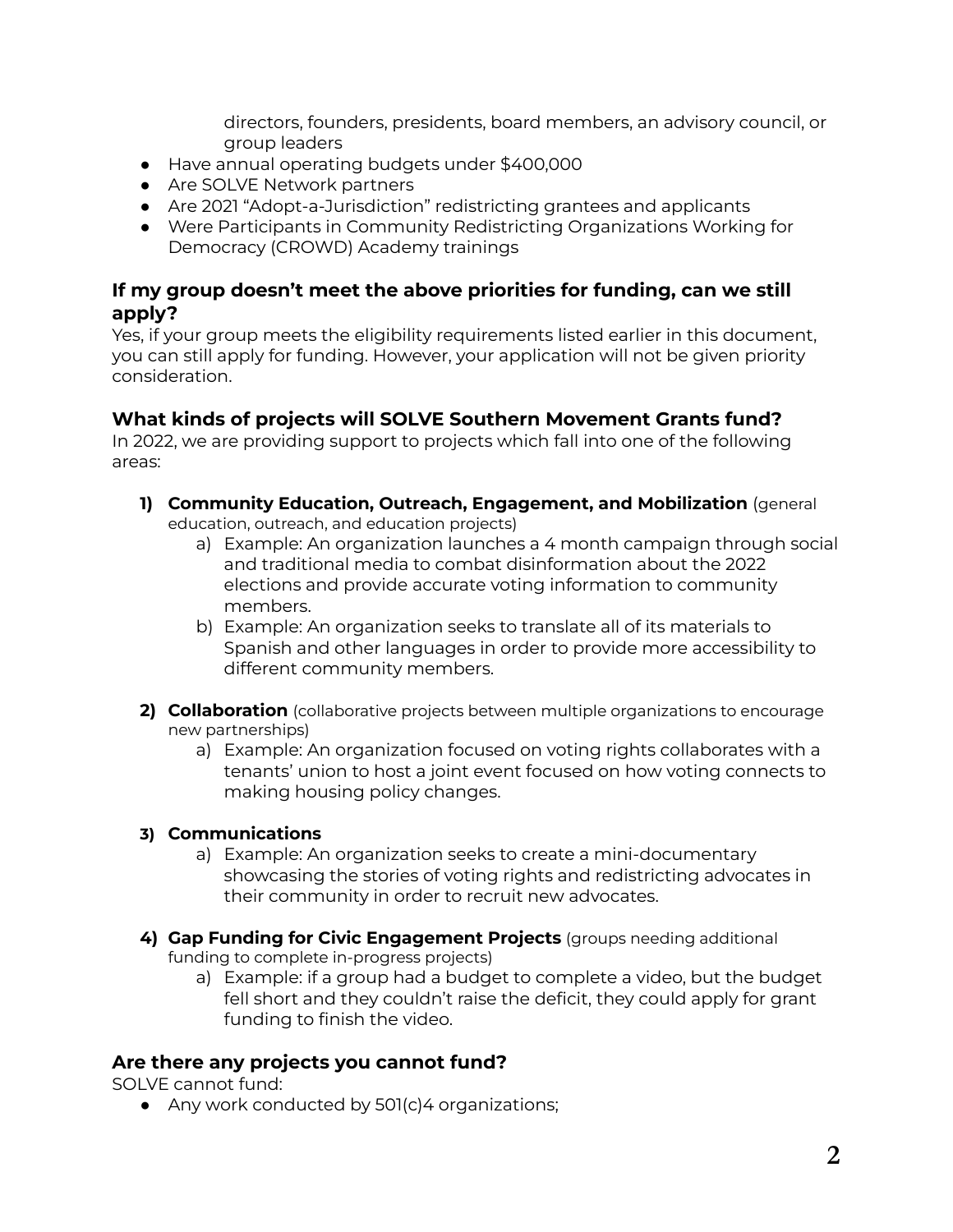directors, founders, presidents, board members, an advisory council, or group leaders

- Have annual operating budgets under $400,000
- Are SOLVE Network partners
- Are 2021 "Adopt-a-Jurisdiction" redistricting grantees and applicants
- Were Participants in Community Redistricting Organizations Working for Democracy (CROWD) Academy trainings

### If my group doesn't meet the above priorities for funding, can we still apply?

Yes, if your group meets the eligibility requirements listed earlier in this document, you can still apply for funding. However, your application will not be given priority consideration.

### What kinds of projects will SOLVE Southern Movement Grants fund?

In 2022, we are providing support to projects which fall into one of the following areas:

1) **Community Education, Outreach, Engagement, and Mobilization** (general education, outreach, and education projects)
   a) Example: An organization launches a 4 month campaign through social and traditional media to combat disinformation about the 2022 elections and provide accurate voting information to community members.
   b) Example: An organization seeks to translate all of its materials to Spanish and other languages in order to provide more accessibility to different community members.

2) **Collaboration** (collaborative projects between multiple organizations to encourage new partnerships)
   a) Example: An organization focused on voting rights collaborates with a tenants' union to host a joint event focused on how voting connects to making housing policy changes.

3) **Communications**
   a) Example: An organization seeks to create a mini-documentary showcasing the stories of voting rights and redistricting advocates in their community in order to recruit new advocates.

4) **Gap Funding for Civic Engagement Projects** (groups needing additional funding to complete in-progress projects)
   a) Example: if a group had a budget to complete a video, but the budget fell short and they couldn't raise the deficit, they could apply for grant funding to finish the video.

### Are there any projects you cannot fund?

SOLVE cannot fund:

- Any work conducted by 501(c)4 organizations;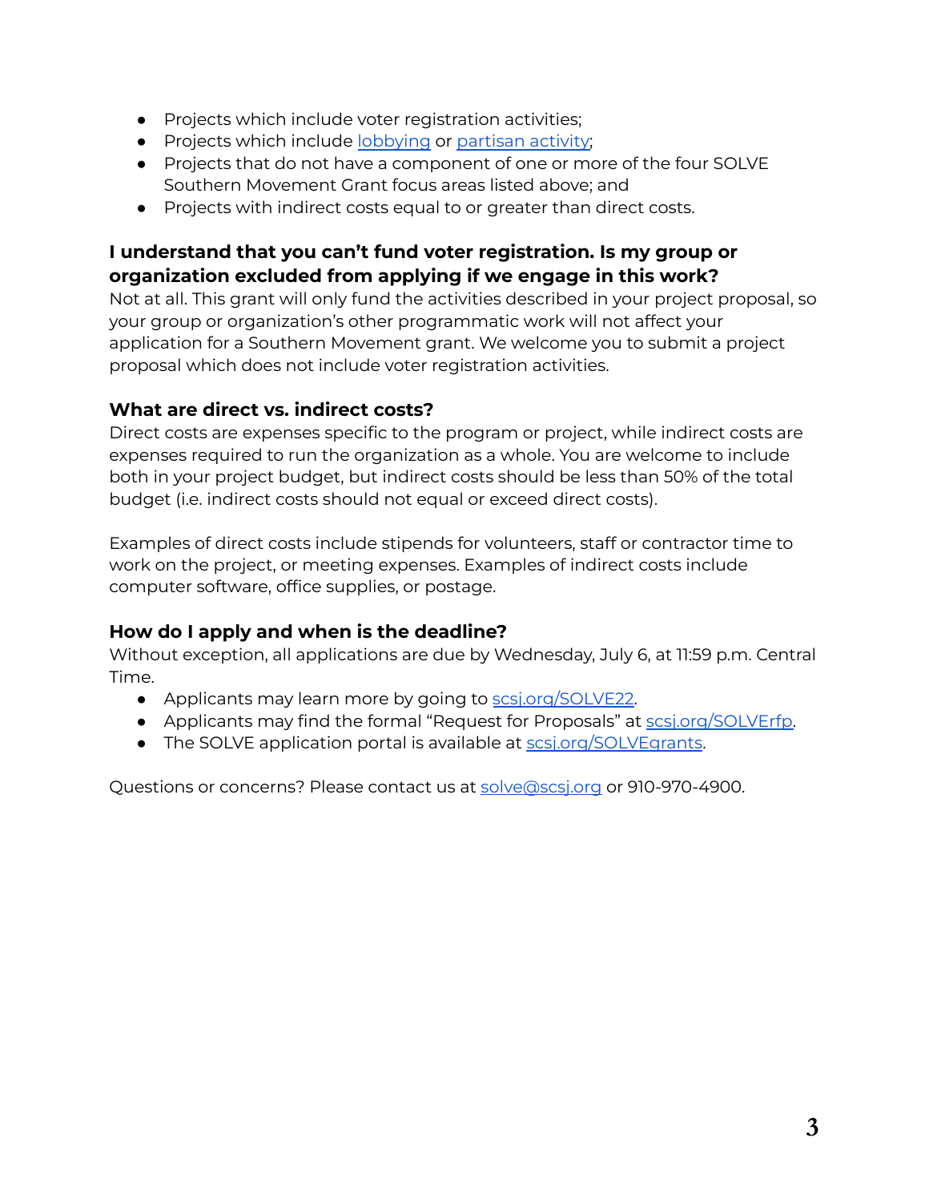- Projects which include voter registration activities;
- Projects which include lobbying or partisan activity;
- Projects that do not have a component of one or more of the four SOLVE Southern Movement Grant focus areas listed above; and
- Projects with indirect costs equal to or greater than direct costs.

### I understand that you can't fund voter registration. Is my group or organization excluded from applying if we engage in this work?

Not at all. This grant will only fund the activities described in your project proposal, so your group or organization's other programmatic work will not affect your application for a Southern Movement grant. We welcome you to submit a project proposal which does not include voter registration activities.

### What are direct vs. indirect costs?

Direct costs are expenses specific to the program or project, while indirect costs are expenses required to run the organization as a whole. You are welcome to include both in your project budget, but indirect costs should be less than 50% of the total budget (i.e. indirect costs should not equal or exceed direct costs).

Examples of direct costs include stipends for volunteers, staff or contractor time to work on the project, or meeting expenses. Examples of indirect costs include computer software, office supplies, or postage.

### How do I apply and when is the deadline?

Without exception, all applications are due by Wednesday, July 6, at 11:59 p.m. Central Time.

- Applicants may learn more by going to scsj.org/SOLVE22.
- Applicants may find the formal "Request for Proposals" at scsj.org/SOLVErfp.
- The SOLVE application portal is available at scsj.org/SOLVEgrants.

Questions or concerns? Please contact us at solve@scsj.org or 910-970-4900.